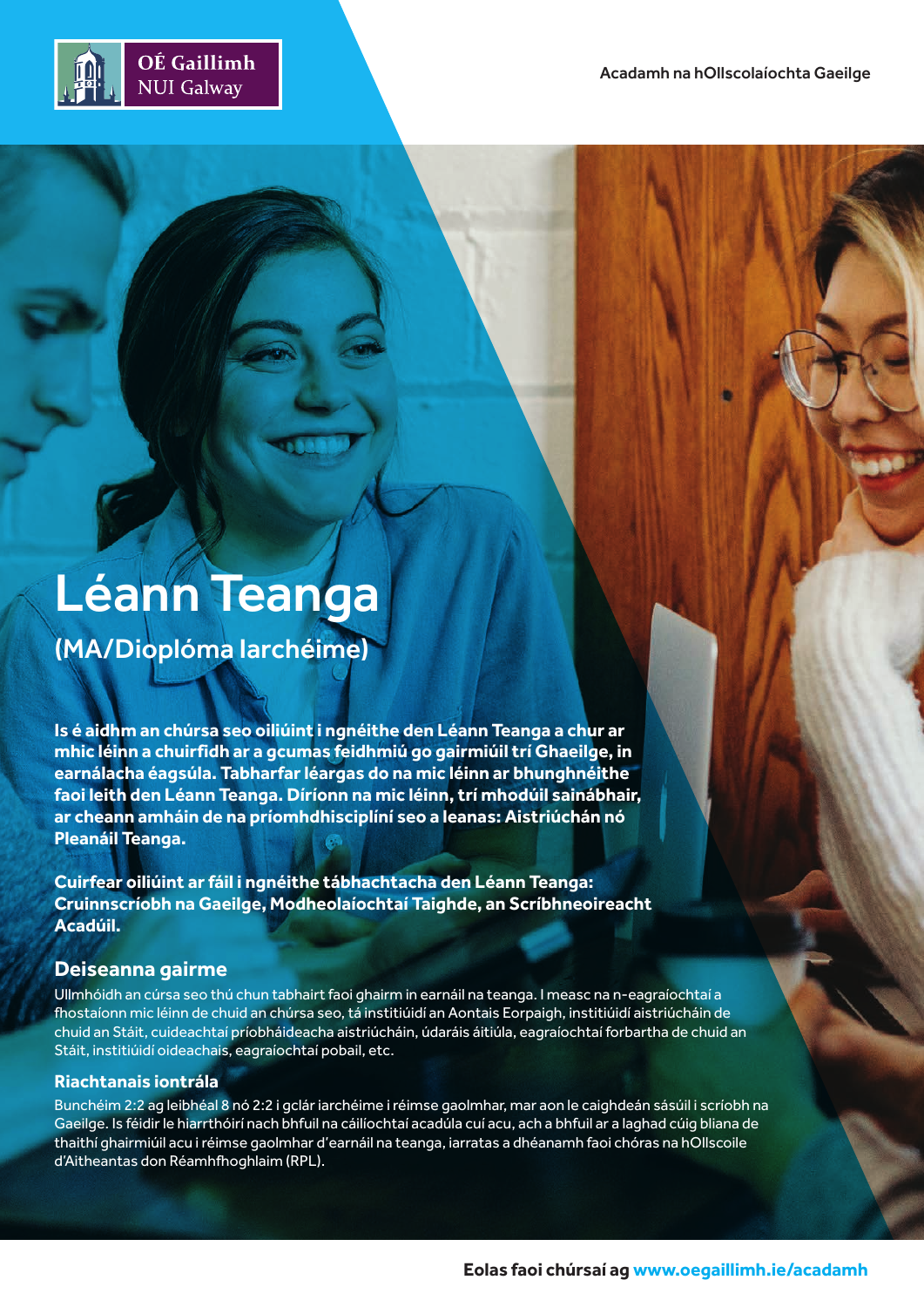OÉ Gaillimh
NUI Galway

Acadamh na hOllscolaíochta Gaeilge

# Léann Teanga

## (MA/Dioplóma Iarchéime)

**Is é aidhm an chúrsa seo oiliúint i ngnéithe den Léann Teanga a chur ar mhic léinn a chuirfidh ar a gcumas feidhmiú go gairmiúil trí Ghaeilge, in earnálacha éagsúla. Tabharfar léargas do na mic léinn ar bhunghnéithe faoi leith den Léann Teanga. Díríonn na mic léinn, trí mhodúil sainábhair, ar cheann amháin de na príomhdhisciplíní seo a leanas: Aistriúchán nó Pleanáil Teanga.**

**Cuirfear oiliúint ar fáil i ngnéithe tábhachtacha den Léann Teanga: Cruinnscríobh na Gaeilge, Modheolaíochtaí Taighde, an Scríbhneoireacht Acadúil.**

### Deiseanna gairme

Ullmhóidh an cúrsa seo thú chun tabhairt faoi ghairm in earnáil na teanga. I measc na n-eagraíochtaí a fhostaíonn mic léinn de chuid an chúrsa seo, tá institiúidí an Aontais Eorpaigh, institiúidí aistriúcháin de chuid an Stáit, cuideachtaí príobháideacha aistriúcháin, údaráis áitiúla, eagraíochtaí forbartha de chuid an Stáit, institiúidí oideachais, eagraíochtaí pobail, etc.

### Riachtanais iontrála

Bunchéim 2:2 ag leibhéal 8 nó 2:2 i gclár iarchéime i réimse gaolmhar, mar aon le caighdeán sásúil i scríobh na Gaeilge. Is féidir le hiarrthóirí nach bhfuil na cáilíochtaí acadúla cuí acu, ach a bhfuil ar a laghad cúig bliana de thaithí ghairmiúil acu i réimse gaolmhar d'earnáil na teanga, iarratas a dhéanamh faoi chóras na hOllscoile d'Aitheantas don Réamhfhoghlaim (RPL).

**Eolas faoi chúrsaí ag www.oegaillimh.ie/acadamh**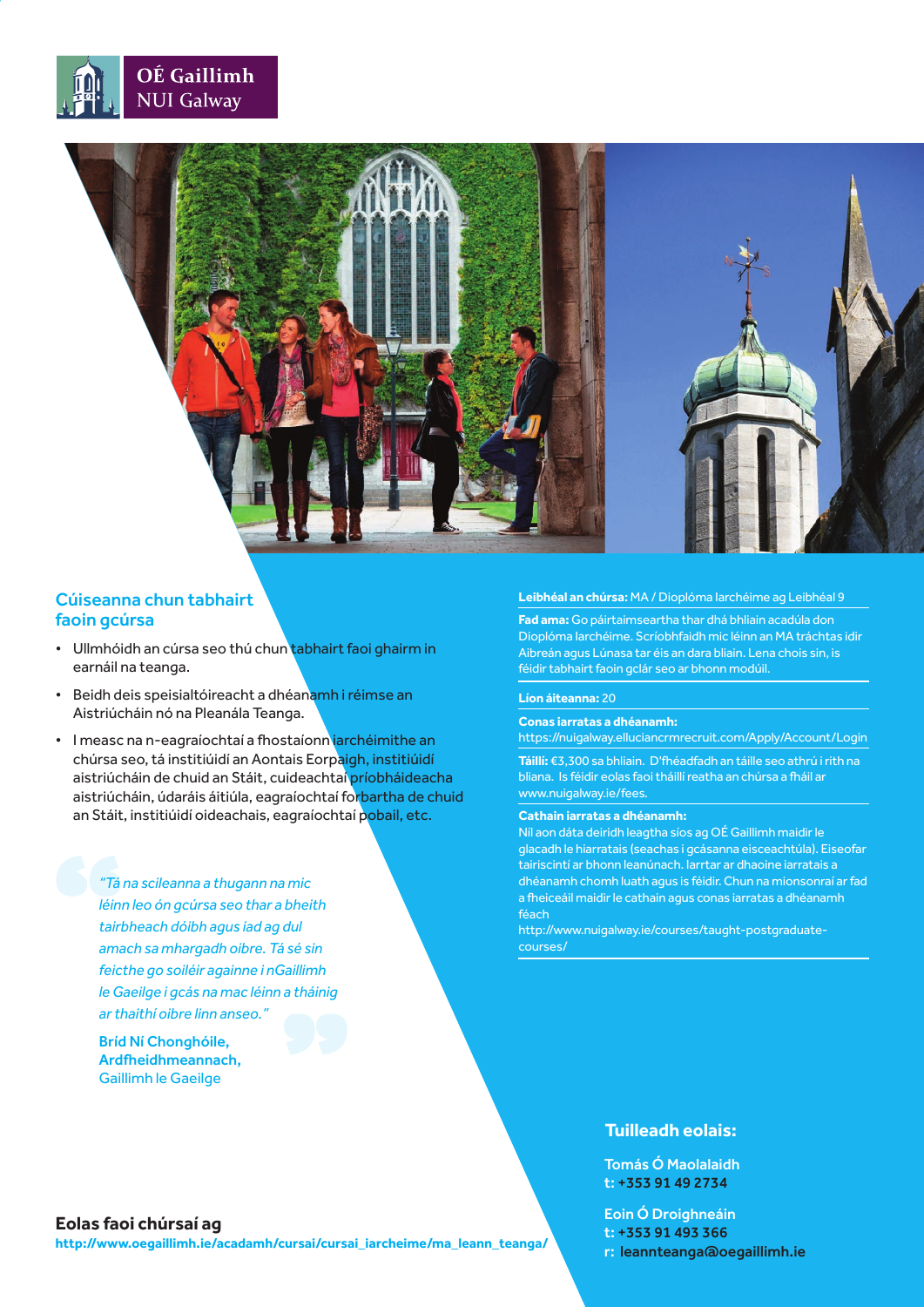OÉ Gaillimh
NUI Galway

## Cúiseanna chun tabhairt faoin gcúrsa

- Ullmhóidh an cúrsa seo thú chun tabhairt faoi ghairm in earnáil na teanga.
- Beidh deis speisialtóireacht a dhéanamh i réimse an Aistriúcháin nó na Pleanála Teanga.
- I measc na n-eagraíochtaí a fhostaíonn iarchéimithe an chúrsa seo, tá institiúidí an Aontais Eorpaigh, institiúidí aistriúcháin de chuid an Stáit, cuideachtaí príobháideacha aistriúcháin, údaráis áitiúla, eagraíochtaí forbartha de chuid an Stáit, institiúidí oideachais, eagraíochtaí pobail, etc.

> *"Tá na scileanna a thugann na mic léinn leo ón gcúrsa seo thar a bheith tairbheach dóibh agus iad ag dul amach sa mhargadh oibre. Tá sé sin feicthe go soiléir againne i nGaillimh le Gaeilge i gcás na mac léinn a tháinig ar thaithí oibre linn anseo."*
>
> **Bríd Ní Chonghóile, Ardfheidhmeannach,** Gaillimh le Gaeilge

**Leibhéal an chúrsa:** MA / Dioplóma Iarchéime ag Leibhéal 9

**Fad ama:** Go páirtaimseartha thar dhá bhliain acadúla don Dioplóma Iarchéime. Scríobhfaidh mic léinn an MA tráchtas idir Aibreán agus Lúnasa tar éis an dara bliain. Lena chois sin, is féidir tabhairt faoin gclár seo ar bhonn modúil.

**Líon áiteanna:** 20

**Conas iarratas a dhéanamh:**
https://nuigalway.elluciancrmrecruit.com/Apply/Account/Login

**Táillí:** €3,300 sa bhliain. D'fhéadfadh an táille seo athrú i rith na bliana. Is féidir eolas faoi tháillí reatha an chúrsa a fháil ar www.nuigalway.ie/fees.

**Cathain iarratas a dhéanamh:**
Níl aon dáta deiridh leagtha síos ag OÉ Gaillimh maidir le glacadh le hiarratais (seachas i gcásanna eisceachtúla). Eiseofar tairiscintí ar bhonn leanúnach. Iarrtar ar dhaoine iarratais a dhéanamh chomh luath agus is féidir. Chun na mionsonraí ar fad a fheiceáil maidir le cathain agus conas iarratas a dhéanamh féach
http://www.nuigalway.ie/courses/taught-postgraduate-courses/

### Tuilleadh eolais:

Tomás Ó Maolalaidh
t: +353 91 49 2734

Eoin Ó Droighneáin
t: +353 91 493 366
r: leannteanga@oegaillimh.ie

**Eolas faoi chúrsaí ag**
**http://www.oegaillimh.ie/acadamh/cursai/cursai_iarcheime/ma_leann_teanga/**